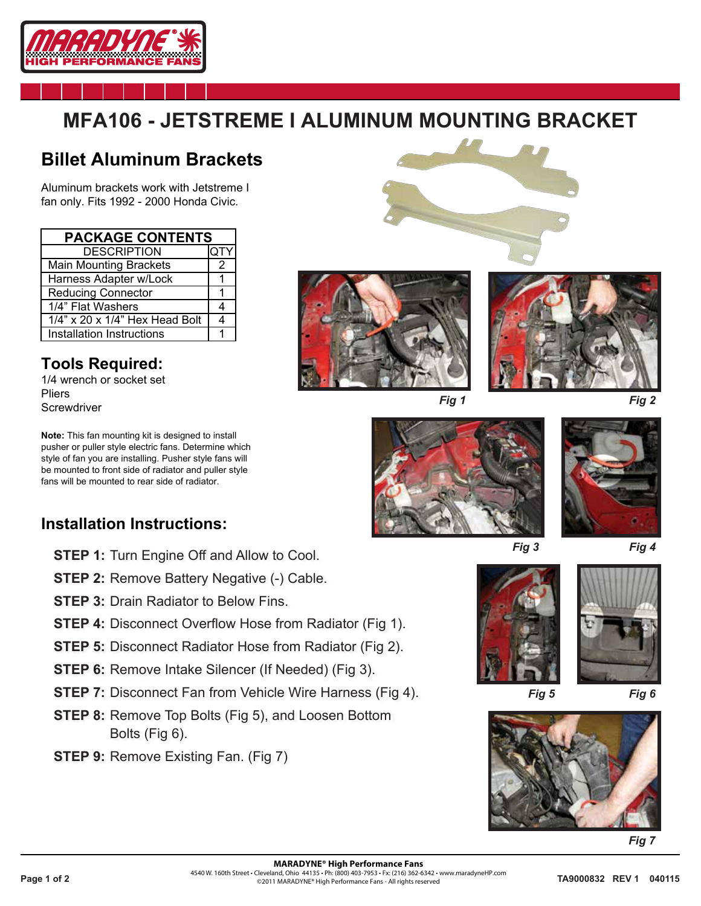# MFA106 - JETSTREME I ALUMINUM MOUNTING BRACKET

## Billet Aluminum Brackets

Aluminum brackets work with Jetstreme I fan only. Fits 1992 - 2000 Honda Civic.

| PACKAGE CONTENTS | |
|---|---|
| DESCRIPTION | QTY |
| Main Mounting Brackets | 2 |
| Harness Adapter w/Lock | 1 |
| Reducing Connector | 1 |
| 1/4" Flat Washers | 4 |
| 1/4" x 20 x 1/4" Hex Head Bolt | 4 |
| Installation Instructions | 1 |

## Tools Required:

1/4 wrench or socket set
Pliers
Screwdriver

**Note:** This fan mounting kit is designed to install pusher or puller style electric fans. Determine which style of fan you are installing. Pusher style fans will be mounted to front side of radiator and puller style fans will be mounted to rear side of radiator.

*Fig 1*

*Fig 2*

*Fig 3*

*Fig 4*

*Fig 5*

*Fig 6*

*Fig 7*

## Installation Instructions:

**STEP 1:** Turn Engine Off and Allow to Cool.

**STEP 2:** Remove Battery Negative (-) Cable.

**STEP 3:** Drain Radiator to Below Fins.

**STEP 4:** Disconnect Overflow Hose from Radiator (Fig 1).

**STEP 5:** Disconnect Radiator Hose from Radiator (Fig 2).

**STEP 6:** Remove Intake Silencer (If Needed) (Fig 3).

**STEP 7:** Disconnect Fan from Vehicle Wire Harness (Fig 4).

**STEP 8:** Remove Top Bolts (Fig 5), and Loosen Bottom Bolts (Fig 6).

**STEP 9:** Remove Existing Fan. (Fig 7)

**MARADYNE® High Performance Fans**
4540 W. 160th Street • Cleveland, Ohio 44135 • Ph: (800) 403-7953 • Fx: (216) 362-6342 • www.maradyneHP.com
©2011 MARADYNE® High Performance Fans - All rights reserved

TA9000832 REV 1 040115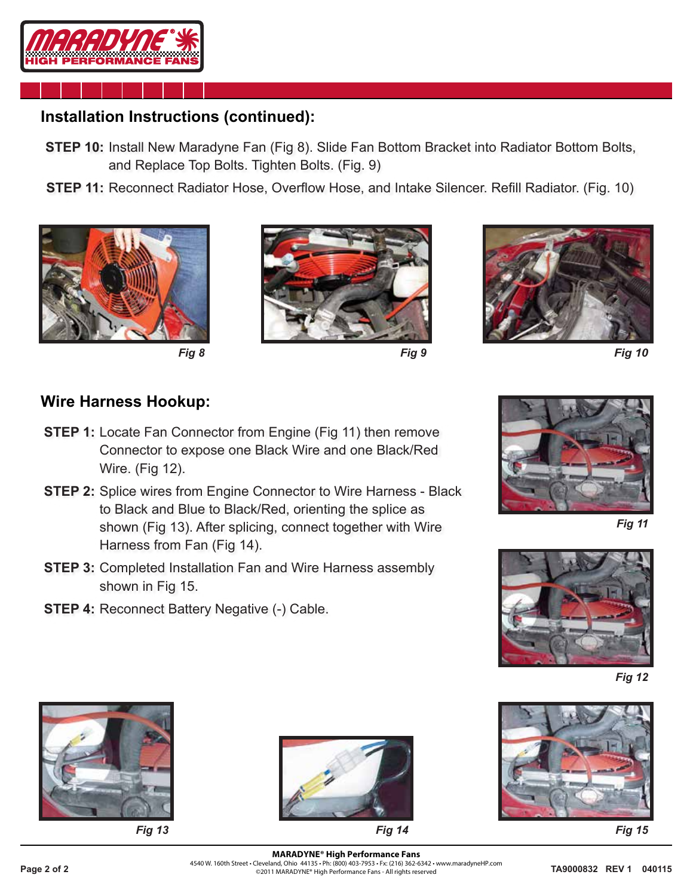## Installation Instructions (continued):

**STEP 10:** Install New Maradyne Fan (Fig 8). Slide Fan Bottom Bracket into Radiator Bottom Bolts, and Replace Top Bolts. Tighten Bolts. (Fig. 9)

**STEP 11:** Reconnect Radiator Hose, Overflow Hose, and Intake Silencer. Refill Radiator. (Fig. 10)

*Fig 8*

*Fig 9*

*Fig 10*

## Wire Harness Hookup:

**STEP 1:** Locate Fan Connector from Engine (Fig 11) then remove Connector to expose one Black Wire and one Black/Red Wire. (Fig 12).

**STEP 2:** Splice wires from Engine Connector to Wire Harness - Black to Black and Blue to Black/Red, orienting the splice as shown (Fig 13). After splicing, connect together with Wire Harness from Fan (Fig 14).

**STEP 3:** Completed Installation Fan and Wire Harness assembly shown in Fig 15.

**STEP 4:** Reconnect Battery Negative (-) Cable.

*Fig 11*

*Fig 12*

*Fig 13*

*Fig 14*

*Fig 15*

**MARADYNE® High Performance Fans**
4540 W. 160th Street • Cleveland, Ohio 44135 • Ph: (800) 403-7953 • Fx: (216) 362-6342 • www.maradyneHP.com
©2011 MARADYNE® High Performance Fans - All rights reserved

TA9000832 REV 1 040115